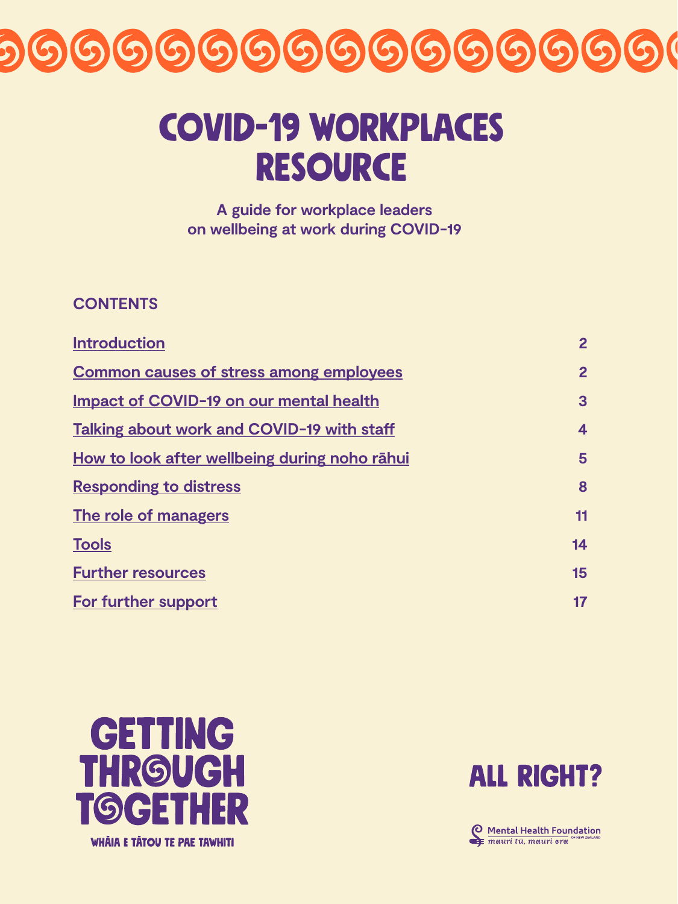# COVID-19 WORKPLACES RESOURCE

**A guide for workplace leaders on wellbeing at work during COVID-19**

## CONTENTS

| | |
|---|---|
| Introduction | 2 |
| Common causes of stress among employees | 2 |
| Impact of COVID-19 on our mental health | 3 |
| Talking about work and COVID-19 with staff | 4 |
| How to look after wellbeing during noho rāhui | 5 |
| Responding to distress | 8 |
| The role of managers | 11 |
| Tools | 14 |
| Further resources | 15 |
| For further support | 17 |

GETTING THROUGH TOGETHER

WHĀIA E TĀTOU TE PAE TAWHITI

ALL RIGHT?

Mental Health Foundation of New Zealand

*mauri tū, mauri ora*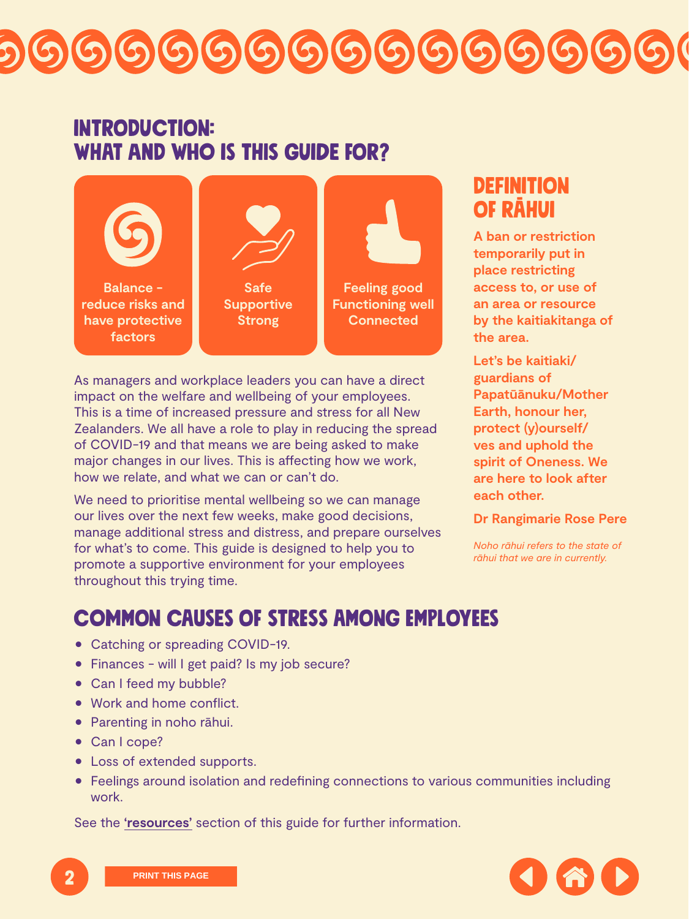# INTRODUCTION: WHAT AND WHO IS THIS GUIDE FOR?

**Balance - reduce risks and have protective factors**

**Safe Supportive Strong**

**Feeling good Functioning well Connected**

As managers and workplace leaders you can have a direct impact on the welfare and wellbeing of your employees. This is a time of increased pressure and stress for all New Zealanders. We all have a role to play in reducing the spread of COVID-19 and that means we are being asked to make major changes in our lives. This is affecting how we work, how we relate, and what we can or can't do.

We need to prioritise mental wellbeing so we can manage our lives over the next few weeks, make good decisions, manage additional stress and distress, and prepare ourselves for what's to come. This guide is designed to help you to promote a supportive environment for your employees throughout this trying time.

## DEFINITION OF RĀHUI

**A ban or restriction temporarily put in place restricting access to, or use of an area or resource by the kaitiakitanga of the area.**

**Let's be kaitiaki/guardians of Papatūānuku/Mother Earth, honour her, protect (y)ourself/ves and uphold the spirit of Oneness. We are here to look after each other.**

**Dr Rangimarie Rose Pere**

*Noho rāhui refers to the state of rāhui that we are in currently.*

# COMMON CAUSES OF STRESS AMONG EMPLOYEES

- Catching or spreading COVID-19.
- Finances - will I get paid? Is my job secure?
- Can I feed my bubble?
- Work and home conflict.
- Parenting in noho rāhui.
- Can I cope?
- Loss of extended supports.
- Feelings around isolation and redefining connections to various communities including work.

See the **'resources'** section of this guide for further information.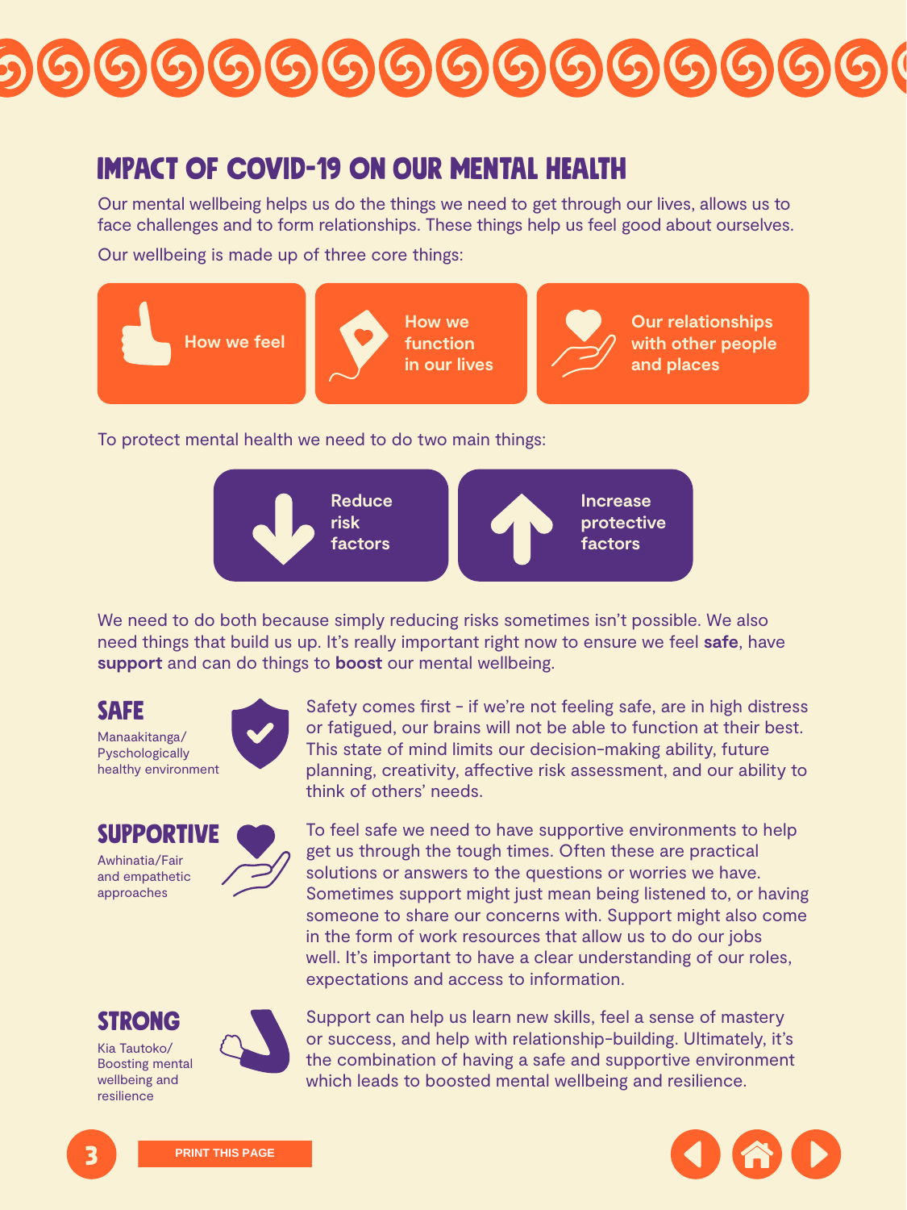# IMPACT OF COVID-19 ON OUR MENTAL HEALTH

Our mental wellbeing helps us do the things we need to get through our lives, allows us to face challenges and to form relationships. These things help us feel good about ourselves.

Our wellbeing is made up of three core things:

- How we feel
- How we function in our lives
- Our relationships with other people and places

To protect mental health we need to do two main things:

- Reduce risk factors
- Increase protective factors

We need to do both because simply reducing risks sometimes isn't possible. We also need things that build us up. It's really important right now to ensure we feel **safe**, have **support** and can do things to **boost** our mental wellbeing.

## SAFE

Manaakitanga/ Pyschologically healthy environment

Safety comes first - if we're not feeling safe, are in high distress or fatigued, our brains will not be able to function at their best. This state of mind limits our decision-making ability, future planning, creativity, affective risk assessment, and our ability to think of others' needs.

## SUPPORTIVE

Awhinatia/Fair and empathetic approaches

To feel safe we need to have supportive environments to help get us through the tough times. Often these are practical solutions or answers to the questions or worries we have. Sometimes support might just mean being listened to, or having someone to share our concerns with. Support might also come in the form of work resources that allow us to do our jobs well. It's important to have a clear understanding of our roles, expectations and access to information.

## STRONG

Kia Tautoko/ Boosting mental wellbeing and resilience

Support can help us learn new skills, feel a sense of mastery or success, and help with relationship-building. Ultimately, it's the combination of having a safe and supportive environment which leads to boosted mental wellbeing and resilience.

PRINT THIS PAGE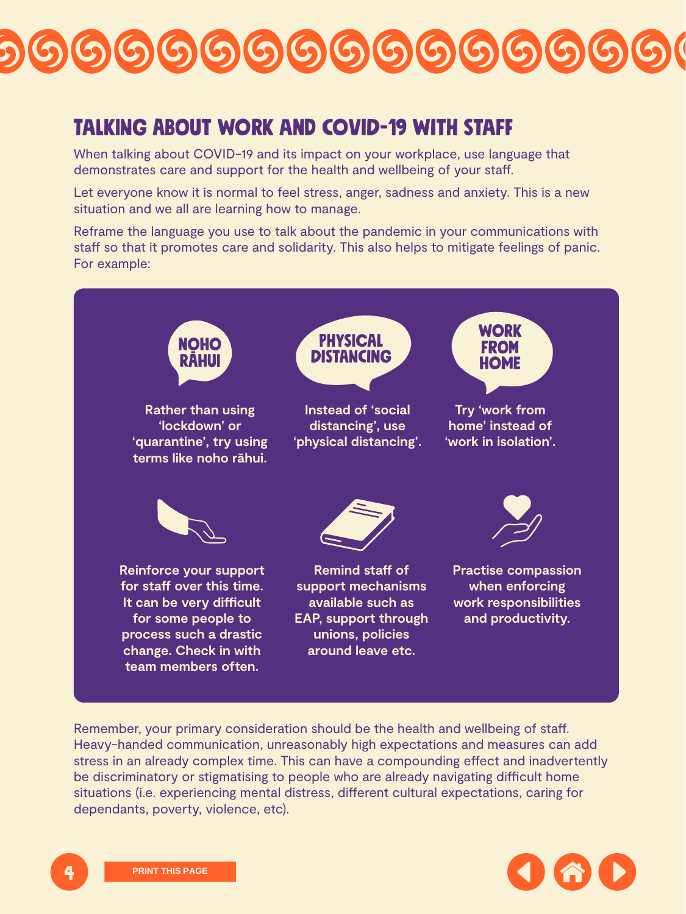## TALKING ABOUT WORK AND COVID-19 WITH STAFF

When talking about COVID-19 and its impact on your workplace, use language that demonstrates care and support for the health and wellbeing of your staff.

Let everyone know it is normal to feel stress, anger, sadness and anxiety. This is a new situation and we all are learning how to manage.

Reframe the language you use to talk about the pandemic in your communications with staff so that it promotes care and solidarity. This also helps to mitigate feelings of panic. For example:

**NOHO RĀHUI**

**Rather than using 'lockdown' or 'quarantine', try using terms like noho rāhui.**

**PHYSICAL DISTANCING**

**Instead of 'social distancing', use 'physical distancing'.**

**WORK FROM HOME**

**Try 'work from home' instead of 'work in isolation'.**

**Reinforce your support for staff over this time. It can be very difficult for some people to process such a drastic change. Check in with team members often.**

**Remind staff of support mechanisms available such as EAP, support through unions, policies around leave etc.**

**Practise compassion when enforcing work responsibilities and productivity.**

Remember, your primary consideration should be the health and wellbeing of staff. Heavy-handed communication, unreasonably high expectations and measures can add stress in an already complex time. This can have a compounding effect and inadvertently be discriminatory or stigmatising to people who are already navigating difficult home situations (i.e. experiencing mental distress, different cultural expectations, caring for dependants, poverty, violence, etc).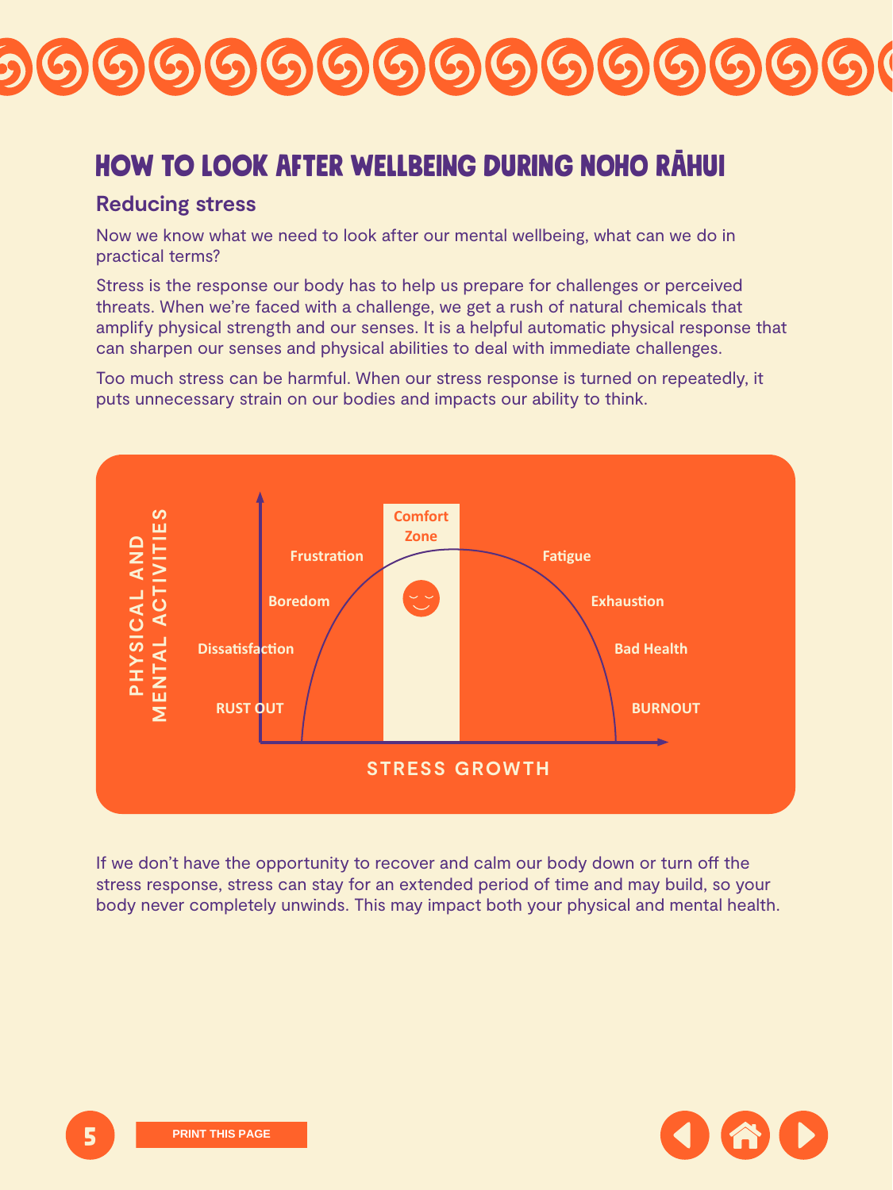# HOW TO LOOK AFTER WELLBEING DURING NOHO RĀHUI

## Reducing stress

Now we know what we need to look after our mental wellbeing, what can we do in practical terms?

Stress is the response our body has to help us prepare for challenges or perceived threats. When we're faced with a challenge, we get a rush of natural chemicals that amplify physical strength and our senses. It is a helpful automatic physical response that can sharpen our senses and physical abilities to deal with immediate challenges.

Too much stress can be harmful. When our stress response is turned on repeatedly, it puts unnecessary strain on our bodies and impacts our ability to think.

PHYSICAL AND MENTAL ACTIVITIES

Comfort Zone

Frustration

Boredom

Dissatisfaction

RUST OUT

Fatigue

Exhaustion

Bad Health

BURNOUT

STRESS GROWTH

If we don't have the opportunity to recover and calm our body down or turn off the stress response, stress can stay for an extended period of time and may build, so your body never completely unwinds. This may impact both your physical and mental health.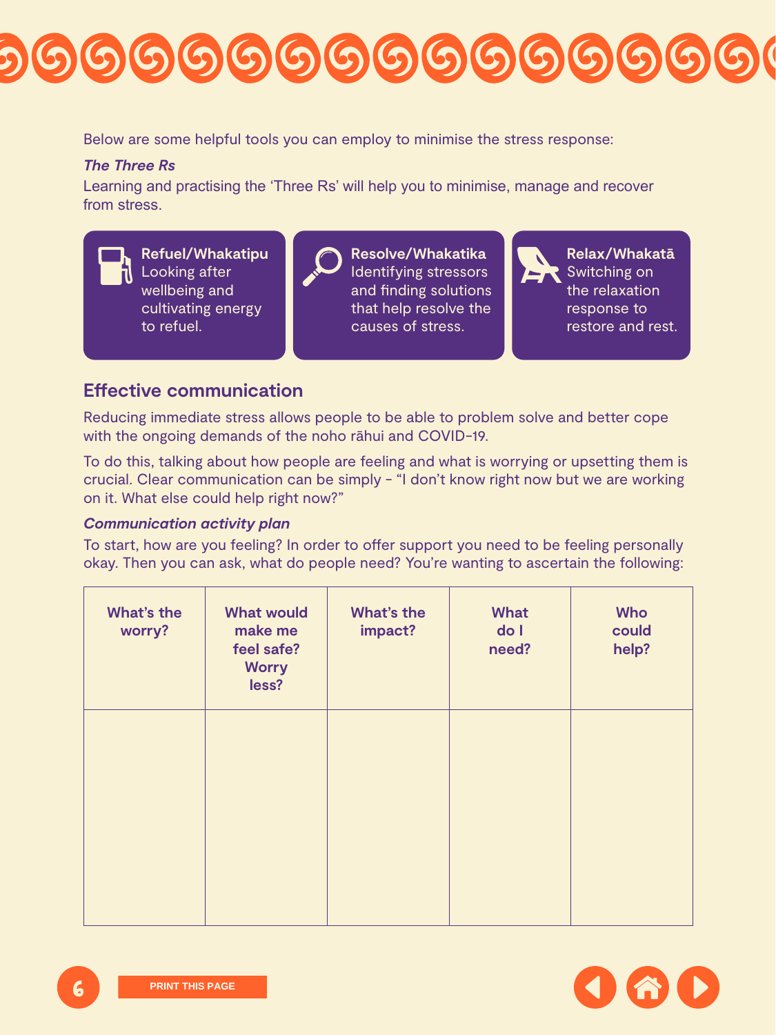Below are some helpful tools you can employ to minimise the stress response:

***The Three Rs***

Learning and practising the 'Three Rs' will help you to minimise, manage and recover from stress.

**Refuel/Whakatipu**
Looking after wellbeing and cultivating energy to refuel.

**Resolve/Whakatika**
Identifying stressors and finding solutions that help resolve the causes of stress.

**Relax/Whakatā**
Switching on the relaxation response to restore and rest.

## Effective communication

Reducing immediate stress allows people to be able to problem solve and better cope with the ongoing demands of the noho rāhui and COVID-19.

To do this, talking about how people are feeling and what is worrying or upsetting them is crucial. Clear communication can be simply - "I don't know right now but we are working on it. What else could help right now?"

***Communication activity plan***

To start, how are you feeling? In order to offer support you need to be feeling personally okay. Then you can ask, what do people need? You're wanting to ascertain the following:

| What's the worry? | What would make me feel safe? Worry less? | What's the impact? | What do I need? | Who could help? |
|---|---|---|---|---|
| | | | | |

PRINT THIS PAGE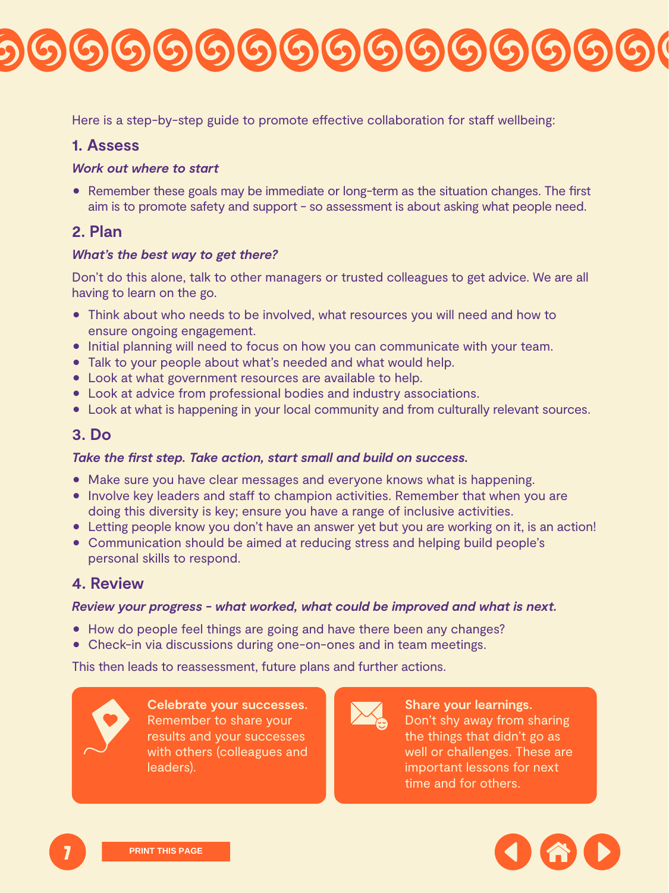Here is a step-by-step guide to promote effective collaboration for staff wellbeing:

## 1. Assess

***Work out where to start***

- Remember these goals may be immediate or long-term as the situation changes. The first aim is to promote safety and support - so assessment is about asking what people need.

## 2. Plan

***What's the best way to get there?***

Don't do this alone, talk to other managers or trusted colleagues to get advice. We are all having to learn on the go.

- Think about who needs to be involved, what resources you will need and how to ensure ongoing engagement.
- Initial planning will need to focus on how you can communicate with your team.
- Talk to your people about what's needed and what would help.
- Look at what government resources are available to help.
- Look at advice from professional bodies and industry associations.
- Look at what is happening in your local community and from culturally relevant sources.

## 3. Do

***Take the first step. Take action, start small and build on success.***

- Make sure you have clear messages and everyone knows what is happening.
- Involve key leaders and staff to champion activities. Remember that when you are doing this diversity is key; ensure you have a range of inclusive activities.
- Letting people know you don't have an answer yet but you are working on it, is an action!
- Communication should be aimed at reducing stress and helping build people's personal skills to respond.

## 4. Review

***Review your progress - what worked, what could be improved and what is next.***

- How do people feel things are going and have there been any changes?
- Check-in via discussions during one-on-ones and in team meetings.

This then leads to reassessment, future plans and further actions.

**Celebrate your successes.** Remember to share your results and your successes with others (colleagues and leaders).

**Share your learnings.** Don't shy away from sharing the things that didn't go as well or challenges. These are important lessons for next time and for others.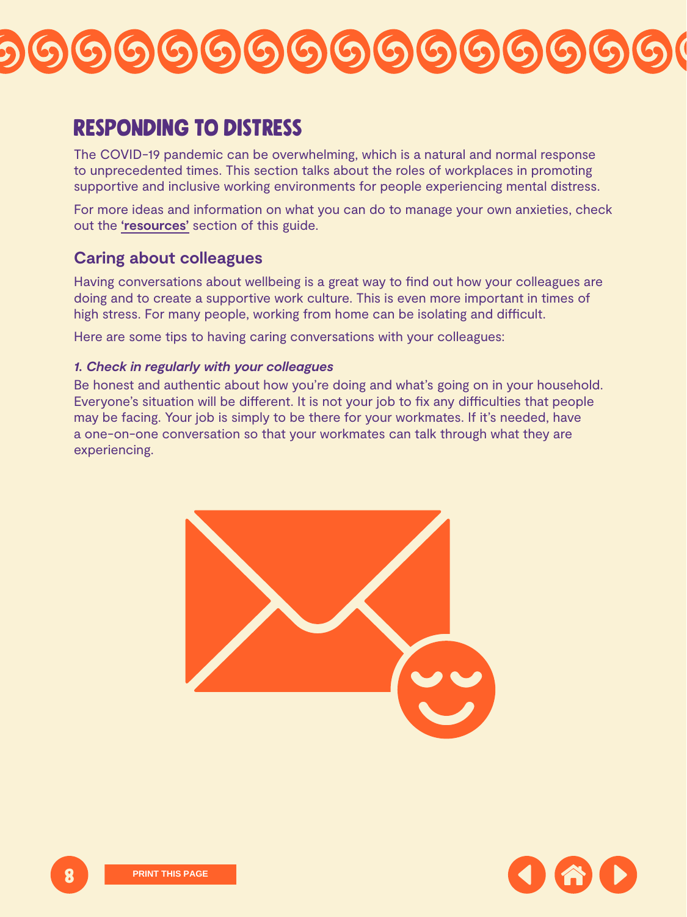# RESPONDING TO DISTRESS

The COVID-19 pandemic can be overwhelming, which is a natural and normal response to unprecedented times. This section talks about the roles of workplaces in promoting supportive and inclusive working environments for people experiencing mental distress.

For more ideas and information on what you can do to manage your own anxieties, check out the **'resources'** section of this guide.

## Caring about colleagues

Having conversations about wellbeing is a great way to find out how your colleagues are doing and to create a supportive work culture. This is even more important in times of high stress. For many people, working from home can be isolating and difficult.

Here are some tips to having caring conversations with your colleagues:

***1. Check in regularly with your colleagues***

Be honest and authentic about how you're doing and what's going on in your household. Everyone's situation will be different. It is not your job to fix any difficulties that people may be facing. Your job is simply to be there for your workmates. If it's needed, have a one-on-one conversation so that your workmates can talk through what they are experiencing.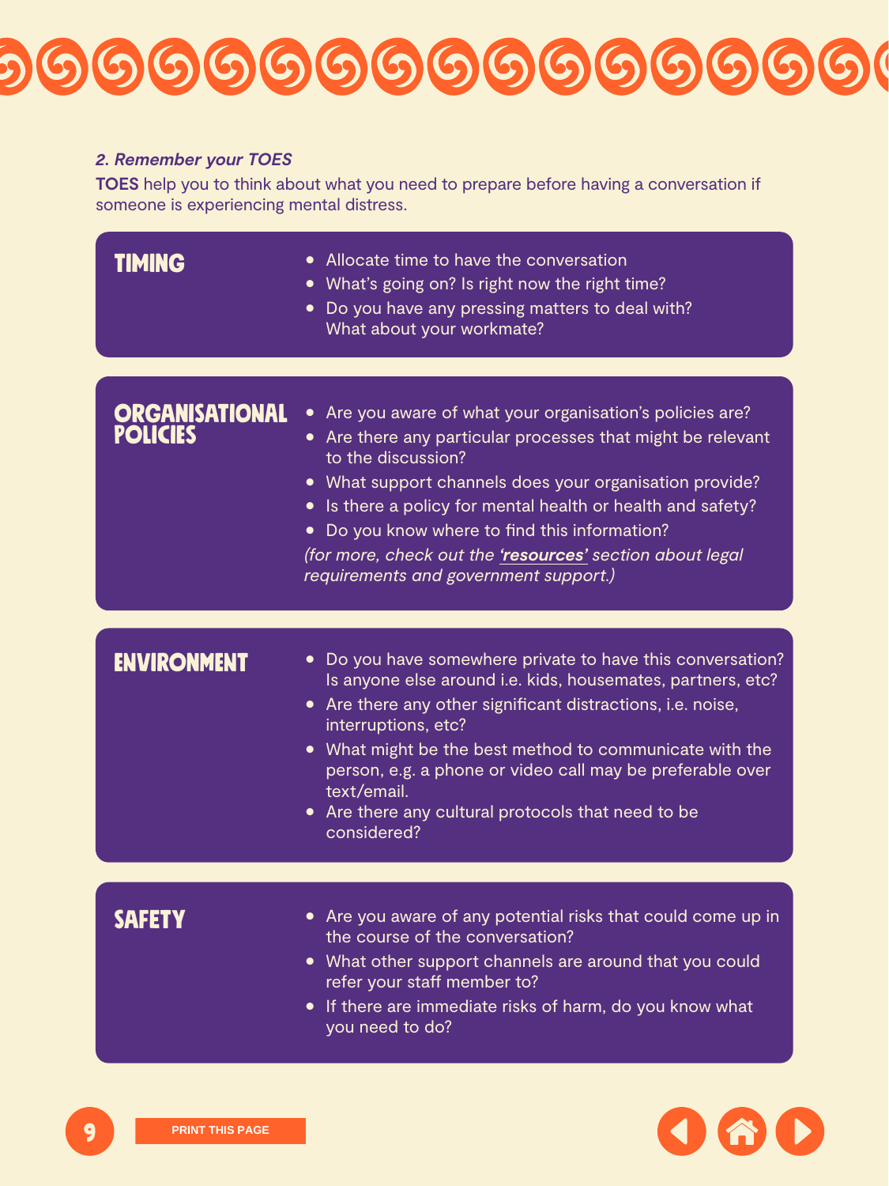*2. Remember your TOES*

**TOES** help you to think about what you need to prepare before having a conversation if someone is experiencing mental distress.

## TIMING

- Allocate time to have the conversation
- What's going on? Is right now the right time?
- Do you have any pressing matters to deal with? What about your workmate?

## ORGANISATIONAL POLICIES

- Are you aware of what your organisation's policies are?
- Are there any particular processes that might be relevant to the discussion?
- What support channels does your organisation provide?
- Is there a policy for mental health or health and safety?
- Do you know where to find this information?

*(for more, check out the **'resources'** section about legal requirements and government support.)*

## ENVIRONMENT

- Do you have somewhere private to have this conversation? Is anyone else around i.e. kids, housemates, partners, etc?
- Are there any other significant distractions, i.e. noise, interruptions, etc?
- What might be the best method to communicate with the person, e.g. a phone or video call may be preferable over text/email.
- Are there any cultural protocols that need to be considered?

## SAFETY

- Are you aware of any potential risks that could come up in the course of the conversation?
- What other support channels are around that you could refer your staff member to?
- If there are immediate risks of harm, do you know what you need to do?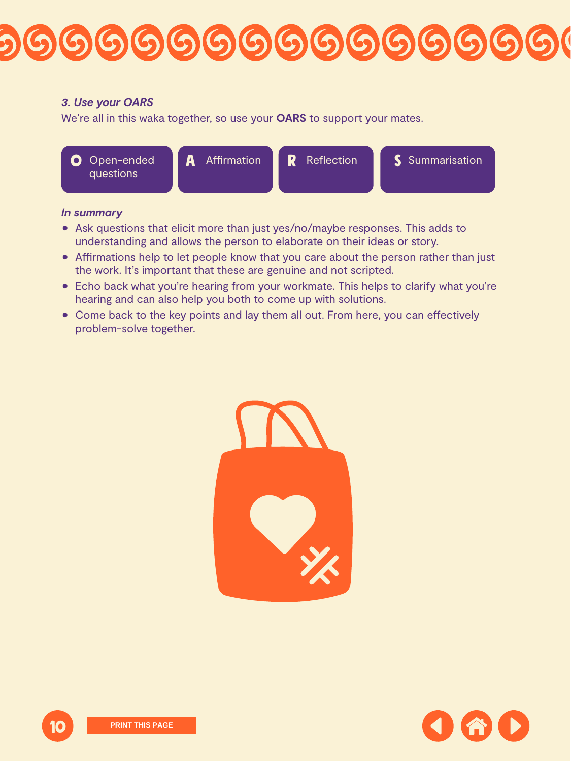### *3. Use your OARS*

We're all in this waka together, so use your **OARS** to support your mates.

- **O** Open-ended questions
- **A** Affirmation
- **R** Reflection
- **S** Summarisation

***In summary***

- Ask questions that elicit more than just yes/no/maybe responses. This adds to understanding and allows the person to elaborate on their ideas or story.
- Affirmations help to let people know that you care about the person rather than just the work. It's important that these are genuine and not scripted.
- Echo back what you're hearing from your workmate. This helps to clarify what you're hearing and can also help you both to come up with solutions.
- Come back to the key points and lay them all out. From here, you can effectively problem-solve together.

PRINT THIS PAGE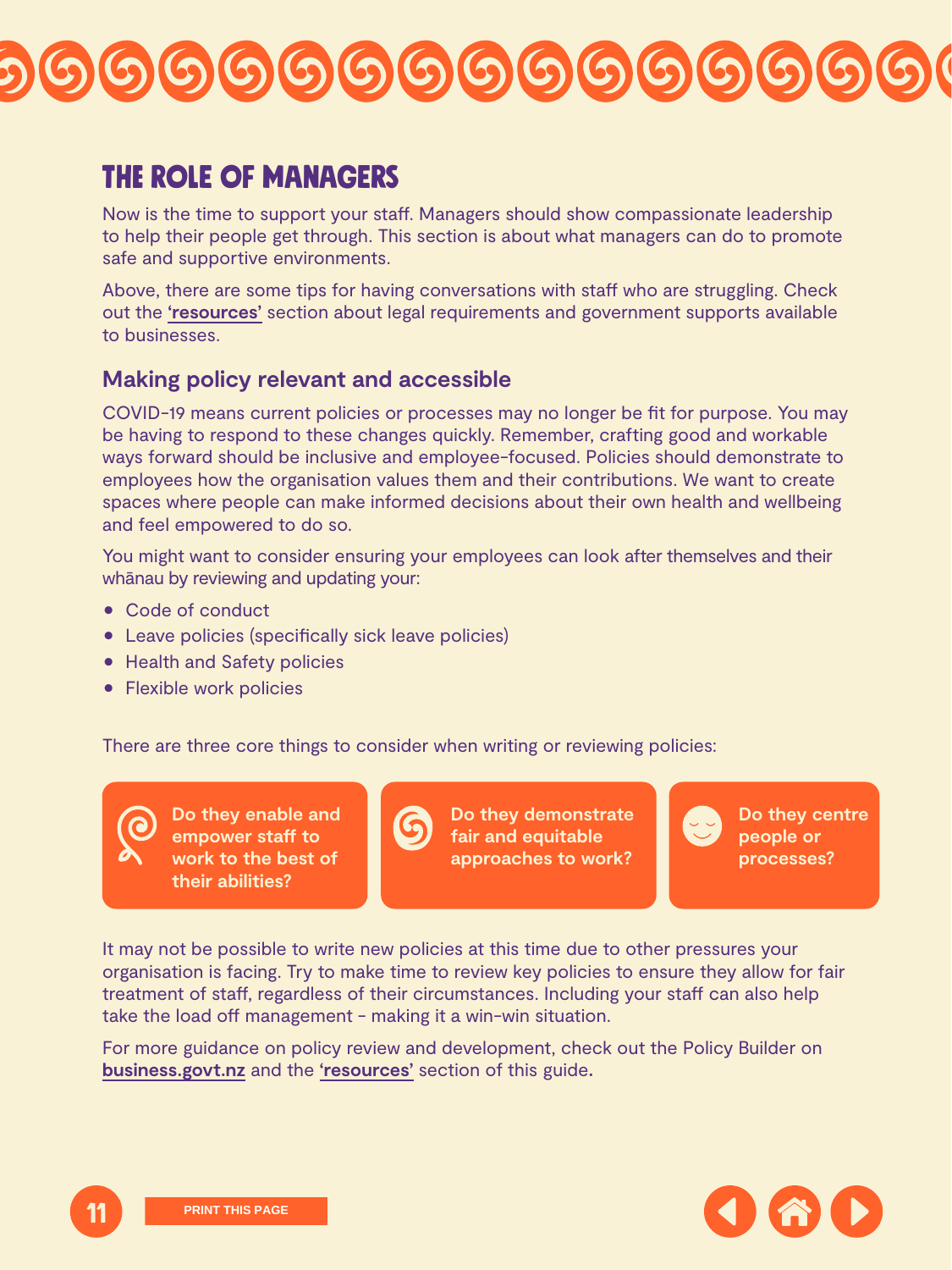# THE ROLE OF MANAGERS

Now is the time to support your staff. Managers should show compassionate leadership to help their people get through. This section is about what managers can do to promote safe and supportive environments.

Above, there are some tips for having conversations with staff who are struggling. Check out the **'resources'** section about legal requirements and government supports available to businesses.

## Making policy relevant and accessible

COVID-19 means current policies or processes may no longer be fit for purpose. You may be having to respond to these changes quickly. Remember, crafting good and workable ways forward should be inclusive and employee-focused. Policies should demonstrate to employees how the organisation values them and their contributions. We want to create spaces where people can make informed decisions about their own health and wellbeing and feel empowered to do so.

You might want to consider ensuring your employees can look after themselves and their whānau by reviewing and updating your:

- Code of conduct
- Leave policies (specifically sick leave policies)
- Health and Safety policies
- Flexible work policies

There are three core things to consider when writing or reviewing policies:

- **Do they enable and empower staff to work to the best of their abilities?**
- **Do they demonstrate fair and equitable approaches to work?**
- **Do they centre people or processes?**

It may not be possible to write new policies at this time due to other pressures your organisation is facing. Try to make time to review key policies to ensure they allow for fair treatment of staff, regardless of their circumstances. Including your staff can also help take the load off management - making it a win-win situation.

For more guidance on policy review and development, check out the Policy Builder on **business.govt.nz** and the **'resources'** section of this guide.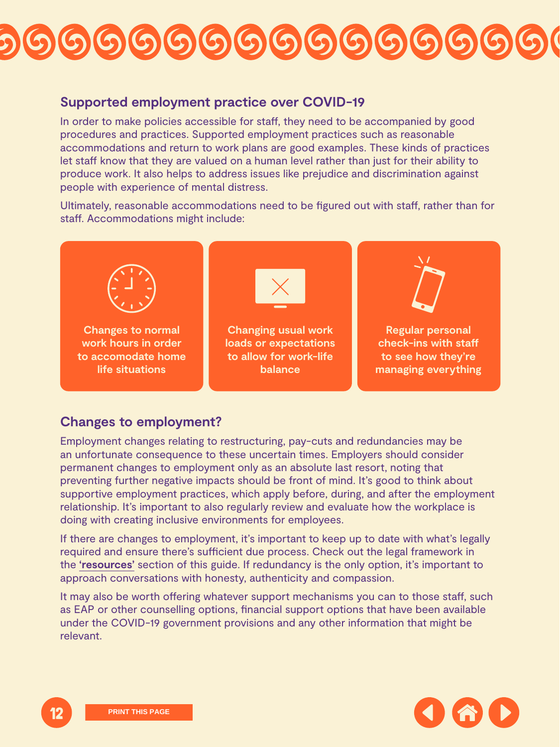## Supported employment practice over COVID-19

In order to make policies accessible for staff, they need to be accompanied by good procedures and practices. Supported employment practices such as reasonable accommodations and return to work plans are good examples. These kinds of practices let staff know that they are valued on a human level rather than just for their ability to produce work. It also helps to address issues like prejudice and discrimination against people with experience of mental distress.

Ultimately, reasonable accommodations need to be figured out with staff, rather than for staff. Accommodations might include:

- **Changes to normal work hours in order to accomodate home life situations**
- **Changing usual work loads or expectations to allow for work-life balance**
- **Regular personal check-ins with staff to see how they're managing everything**

## Changes to employment?

Employment changes relating to restructuring, pay-cuts and redundancies may be an unfortunate consequence to these uncertain times. Employers should consider permanent changes to employment only as an absolute last resort, noting that preventing further negative impacts should be front of mind. It's good to think about supportive employment practices, which apply before, during, and after the employment relationship. It's important to also regularly review and evaluate how the workplace is doing with creating inclusive environments for employees.

If there are changes to employment, it's important to keep up to date with what's legally required and ensure there's sufficient due process. Check out the legal framework in the **'resources'** section of this guide. If redundancy is the only option, it's important to approach conversations with honesty, authenticity and compassion.

It may also be worth offering whatever support mechanisms you can to those staff, such as EAP or other counselling options, financial support options that have been available under the COVID-19 government provisions and any other information that might be relevant.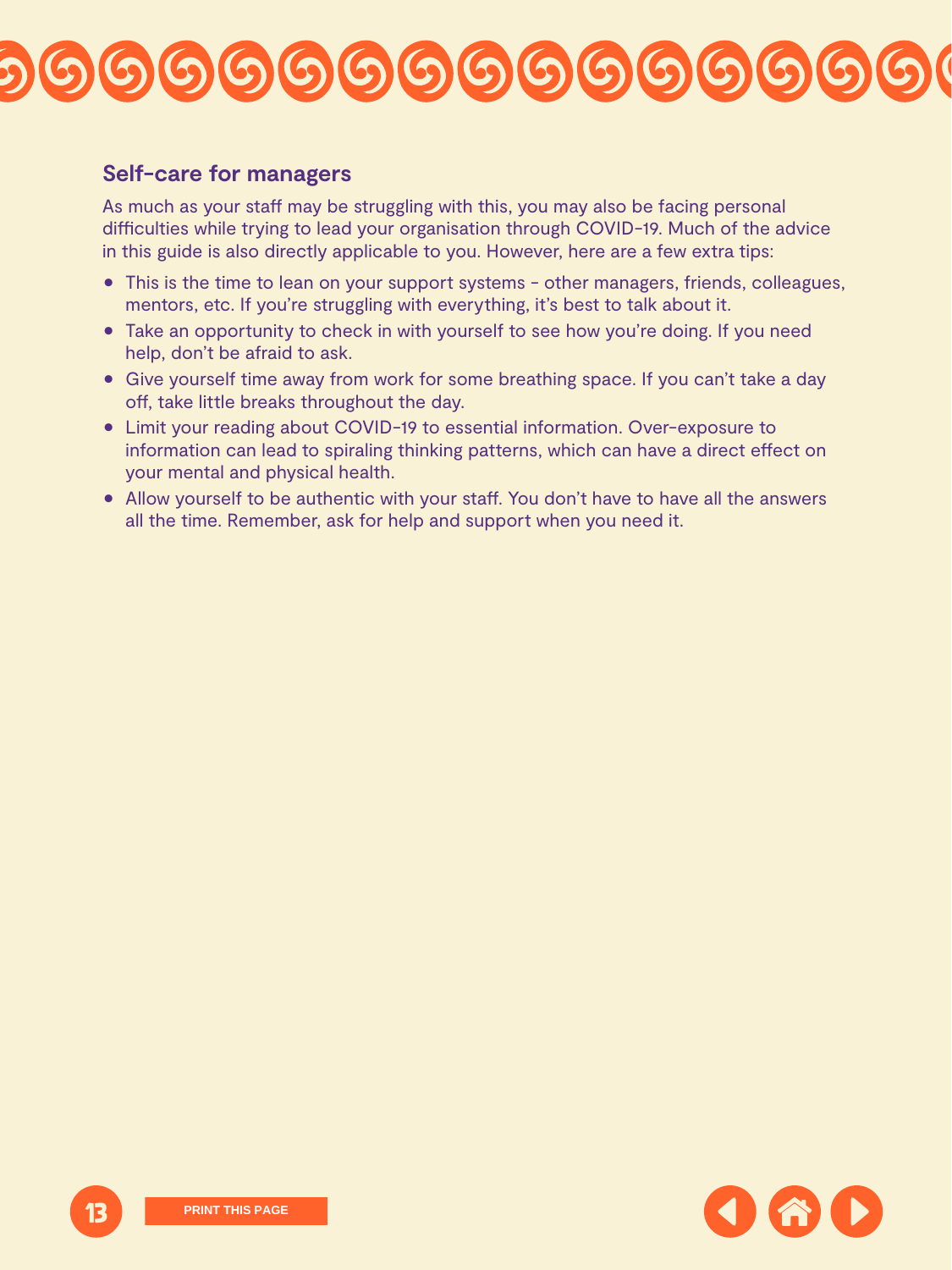## Self-care for managers

As much as your staff may be struggling with this, you may also be facing personal difficulties while trying to lead your organisation through COVID-19. Much of the advice in this guide is also directly applicable to you. However, here are a few extra tips:

- This is the time to lean on your support systems - other managers, friends, colleagues, mentors, etc. If you're struggling with everything, it's best to talk about it.
- Take an opportunity to check in with yourself to see how you're doing. If you need help, don't be afraid to ask.
- Give yourself time away from work for some breathing space. If you can't take a day off, take little breaks throughout the day.
- Limit your reading about COVID-19 to essential information. Over-exposure to information can lead to spiraling thinking patterns, which can have a direct effect on your mental and physical health.
- Allow yourself to be authentic with your staff. You don't have to have all the answers all the time. Remember, ask for help and support when you need it.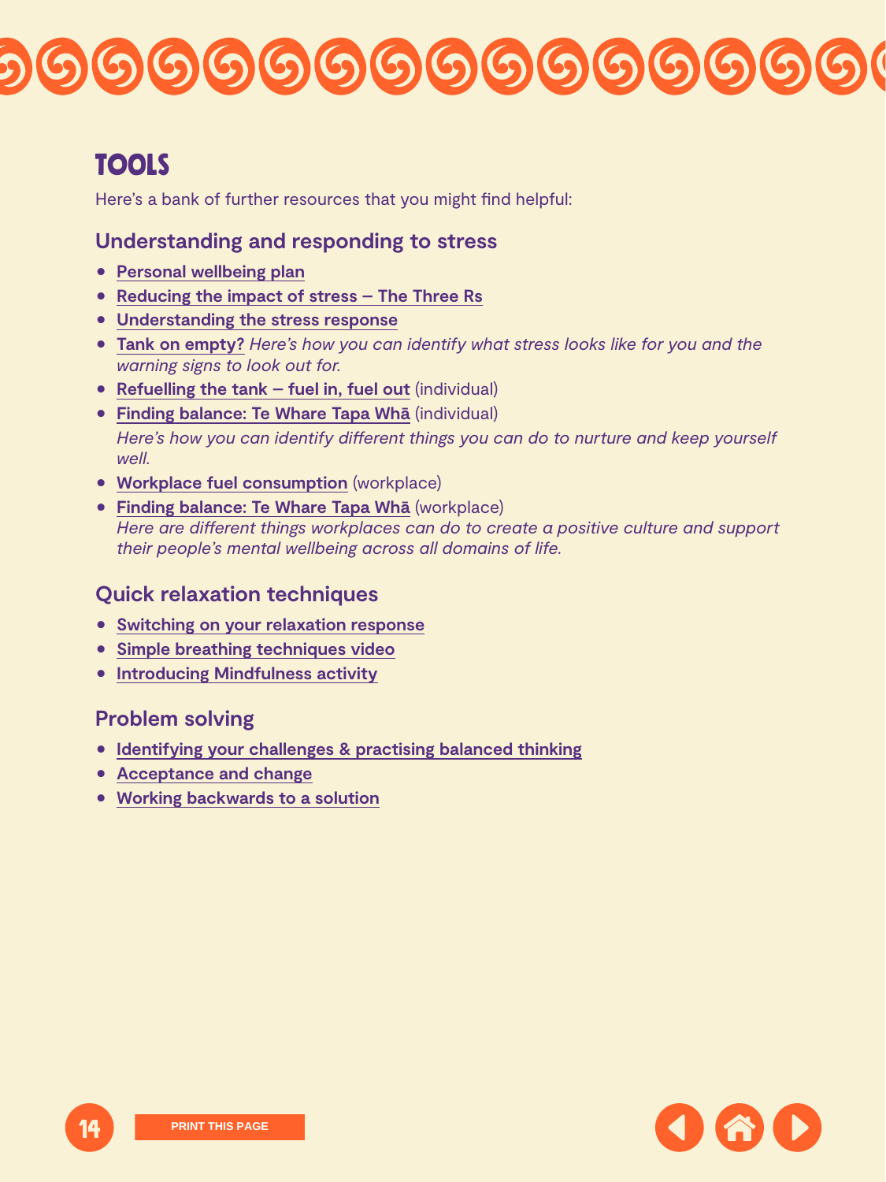# TOOLS

Here's a bank of further resources that you might find helpful:

## Understanding and responding to stress

- **Personal wellbeing plan**
- **Reducing the impact of stress – The Three Rs**
- **Understanding the stress response**
- **Tank on empty?** *Here's how you can identify what stress looks like for you and the warning signs to look out for.*
- **Refuelling the tank – fuel in, fuel out** (individual)
- **Finding balance: Te Whare Tapa Whā** (individual)
  *Here's how you can identify different things you can do to nurture and keep yourself well.*
- **Workplace fuel consumption** (workplace)
- **Finding balance: Te Whare Tapa Whā** (workplace)
  *Here are different things workplaces can do to create a positive culture and support their people's mental wellbeing across all domains of life.*

## Quick relaxation techniques

- **Switching on your relaxation response**
- **Simple breathing techniques video**
- **Introducing Mindfulness activity**

## Problem solving

- **Identifying your challenges & practising balanced thinking**
- **Acceptance and change**
- **Working backwards to a solution**

PRINT THIS PAGE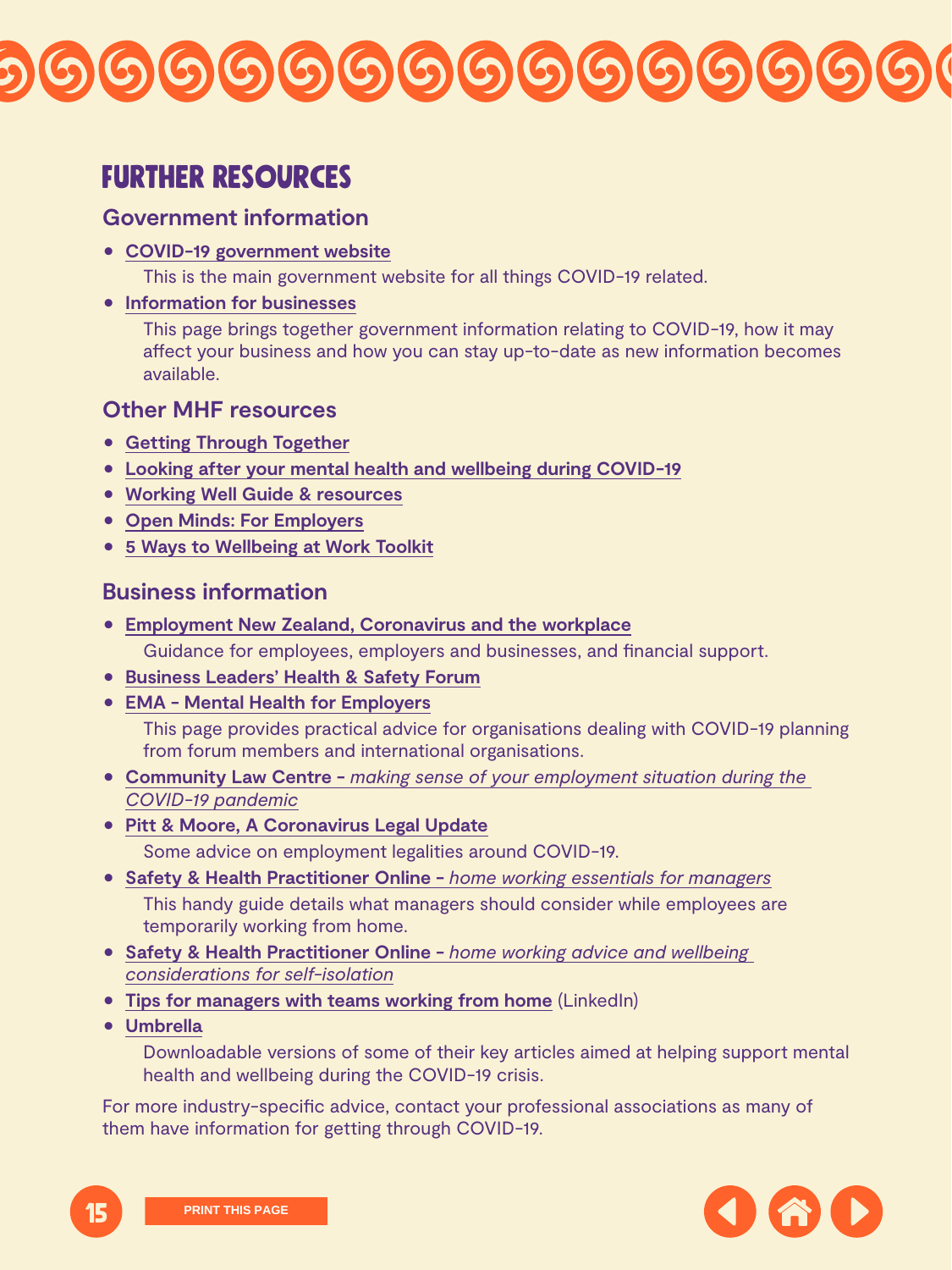# FURTHER RESOURCES

## Government information

- **COVID-19 government website**

  This is the main government website for all things COVID-19 related.

- **Information for businesses**

  This page brings together government information relating to COVID-19, how it may affect your business and how you can stay up-to-date as new information becomes available.

## Other MHF resources

- **Getting Through Together**
- **Looking after your mental health and wellbeing during COVID-19**
- **Working Well Guide & resources**
- **Open Minds: For Employers**
- **5 Ways to Wellbeing at Work Toolkit**

## Business information

- **Employment New Zealand, Coronavirus and the workplace**

  Guidance for employees, employers and businesses, and financial support.

- **Business Leaders' Health & Safety Forum**
- **EMA - Mental Health for Employers**

  This page provides practical advice for organisations dealing with COVID-19 planning from forum members and international organisations.

- **Community Law Centre -** *making sense of your employment situation during the COVID-19 pandemic*
- **Pitt & Moore, A Coronavirus Legal Update**

  Some advice on employment legalities around COVID-19.

- **Safety & Health Practitioner Online -** *home working essentials for managers*

  This handy guide details what managers should consider while employees are temporarily working from home.

- **Safety & Health Practitioner Online -** *home working advice and wellbeing considerations for self-isolation*
- **Tips for managers with teams working from home** (LinkedIn)
- **Umbrella**

  Downloadable versions of some of their key articles aimed at helping support mental health and wellbeing during the COVID-19 crisis.

For more industry-specific advice, contact your professional associations as many of them have information for getting through COVID-19.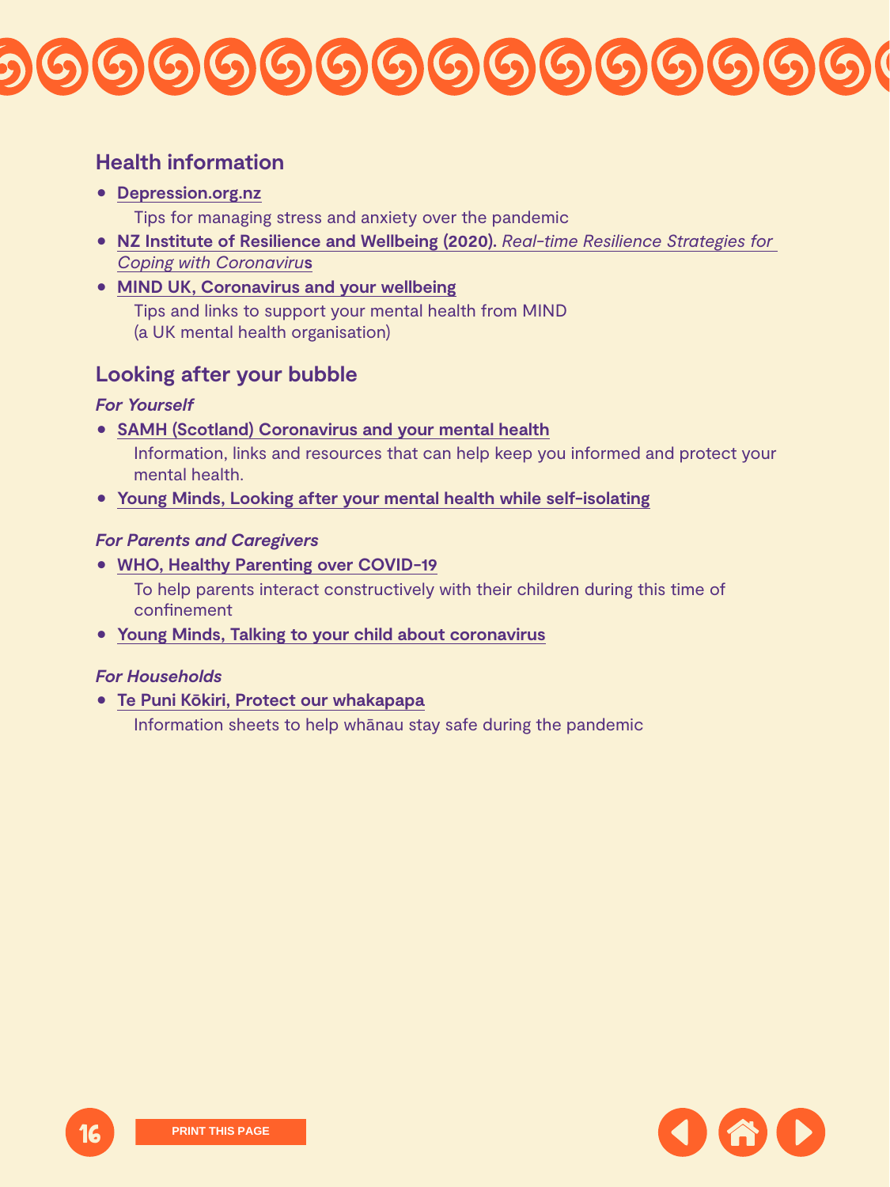## Health information

- **Depression.org.nz**
  Tips for managing stress and anxiety over the pandemic
- **NZ Institute of Resilience and Wellbeing (2020).** *Real-time Resilience Strategies for Coping with Coronavirus*
- **MIND UK, Coronavirus and your wellbeing**
  Tips and links to support your mental health from MIND (a UK mental health organisation)

## Looking after your bubble

### *For Yourself*

- **SAMH (Scotland) Coronavirus and your mental health**
  Information, links and resources that can help keep you informed and protect your mental health.
- **Young Minds, Looking after your mental health while self-isolating**

### *For Parents and Caregivers*

- **WHO, Healthy Parenting over COVID-19**
  To help parents interact constructively with their children during this time of confinement
- **Young Minds, Talking to your child about coronavirus**

### *For Households*

- **Te Puni Kōkiri, Protect our whakapapa**
  Information sheets to help whānau stay safe during the pandemic

PRINT THIS PAGE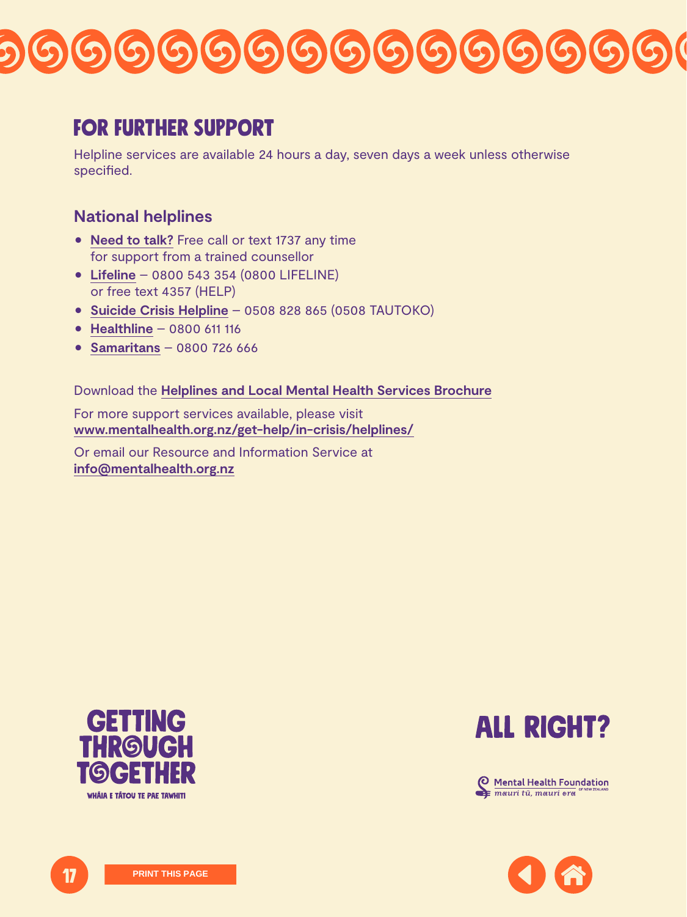## FOR FURTHER SUPPORT

Helpline services are available 24 hours a day, seven days a week unless otherwise specified.

### National helplines

- **Need to talk?** Free call or text 1737 any time for support from a trained counsellor
- **Lifeline** – 0800 543 354 (0800 LIFELINE) or free text 4357 (HELP)
- **Suicide Crisis Helpline** – 0508 828 865 (0508 TAUTOKO)
- **Healthline** – 0800 611 116
- **Samaritans** – 0800 726 666

Download the **Helplines and Local Mental Health Services Brochure**

For more support services available, please visit **www.mentalhealth.org.nz/get-help/in-crisis/helplines/**

Or email our Resource and Information Service at **info@mentalhealth.org.nz**

GETTING THROUGH TOGETHER
WHĀIA E TĀTOU TE PAE TAWHITI

ALL RIGHT?

Mental Health Foundation OF NEW ZEALAND
mauri tū, mauri ora

PRINT THIS PAGE